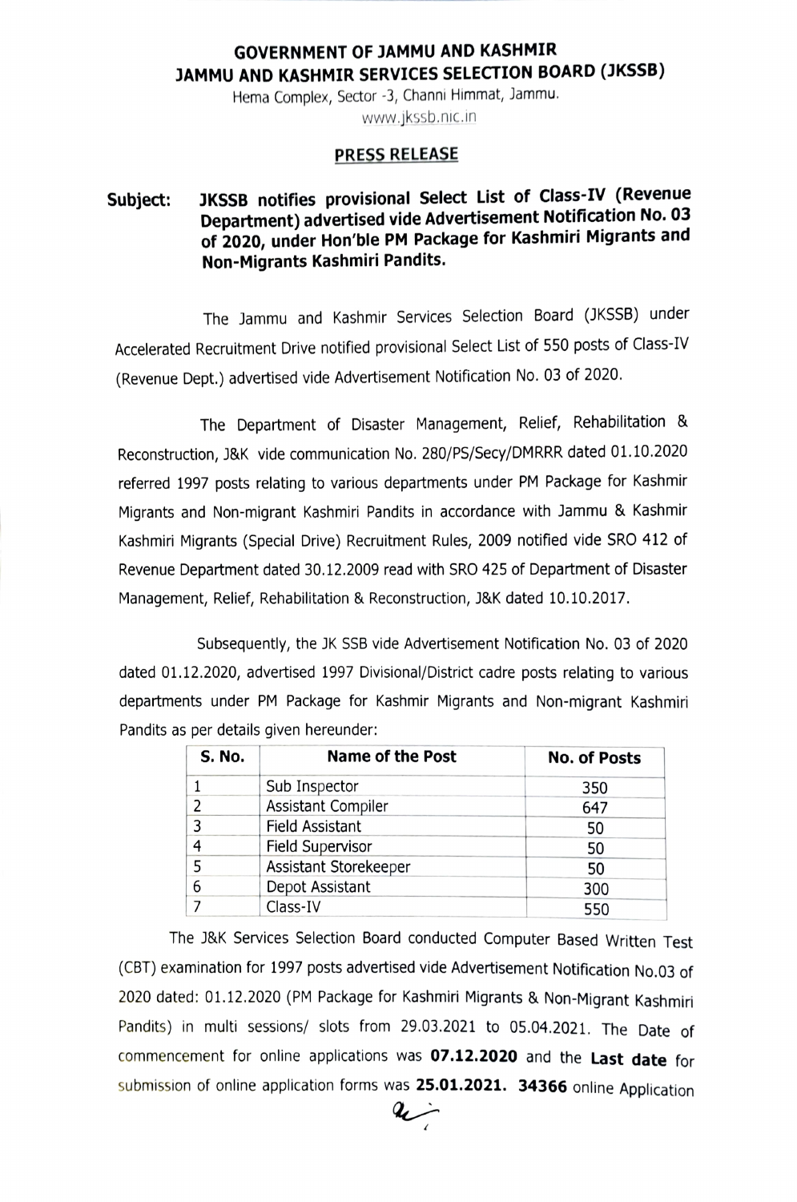**GOVERNMENT OF JAMMU AND KASHMIR**
**JAMMU AND KASHMIR SERVICES SELECTION BOARD (JKSSB)**
Hema Complex, Sector -3, Channi Himmat, Jammu.
www.jkssb.nic.in

## PRESS RELEASE

**Subject: JKSSB notifies provisional Select List of Class-IV (Revenue Department) advertised vide Advertisement Notification No. 03 of 2020, under Hon'ble PM Package for Kashmiri Migrants and Non-Migrants Kashmiri Pandits.**

The Jammu and Kashmir Services Selection Board (JKSSB) under Accelerated Recruitment Drive notified provisional Select List of 550 posts of Class-IV (Revenue Dept.) advertised vide Advertisement Notification No. 03 of 2020.

The Department of Disaster Management, Relief, Rehabilitation & Reconstruction, J&K vide communication No. 280/PS/Secy/DMRRR dated 01.10.2020 referred 1997 posts relating to various departments under PM Package for Kashmir Migrants and Non-migrant Kashmiri Pandits in accordance with Jammu & Kashmir Kashmiri Migrants (Special Drive) Recruitment Rules, 2009 notified vide SRO 412 of Revenue Department dated 30.12.2009 read with SRO 425 of Department of Disaster Management, Relief, Rehabilitation & Reconstruction, J&K dated 10.10.2017.

Subsequently, the JK SSB vide Advertisement Notification No. 03 of 2020 dated 01.12.2020, advertised 1997 Divisional/District cadre posts relating to various departments under PM Package for Kashmir Migrants and Non-migrant Kashmiri Pandits as per details given hereunder:

| S. No. | Name of the Post | No. of Posts |
|---|---|---|
| 1 | Sub Inspector | 350 |
| 2 | Assistant Compiler | 647 |
| 3 | Field Assistant | 50 |
| 4 | Field Supervisor | 50 |
| 5 | Assistant Storekeeper | 50 |
| 6 | Depot Assistant | 300 |
| 7 | Class-IV | 550 |

The J&K Services Selection Board conducted Computer Based Written Test (CBT) examination for 1997 posts advertised vide Advertisement Notification No.03 of 2020 dated: 01.12.2020 (PM Package for Kashmiri Migrants & Non-Migrant Kashmiri Pandits) in multi sessions/ slots from 29.03.2021 to 05.04.2021. The Date of commencement for online applications was **07.12.2020** and the **Last date** for submission of online application forms was **25.01.2021. 34366** online Application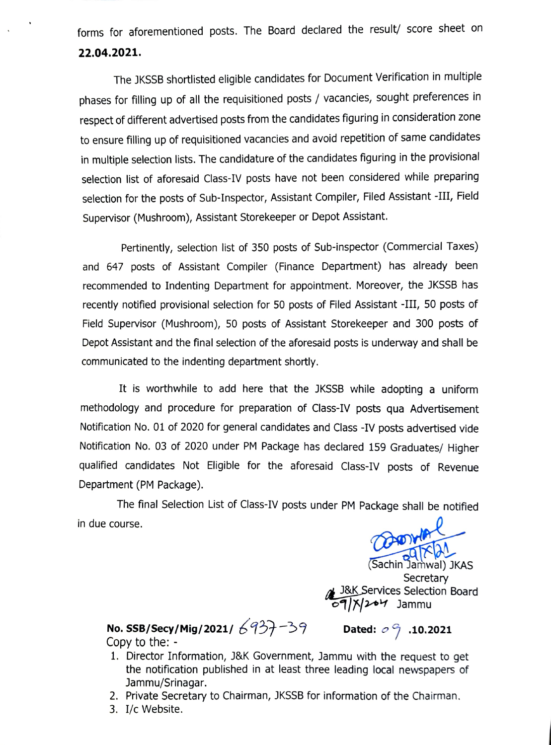forms for aforementioned posts. The Board declared the result/ score sheet on **22.04.2021.**

The JKSSB shortlisted eligible candidates for Document Verification in multiple phases for filling up of all the requisitioned posts / vacancies, sought preferences in respect of different advertised posts from the candidates figuring in consideration zone to ensure filling up of requisitioned vacancies and avoid repetition of same candidates in multiple selection lists. The candidature of the candidates figuring in the provisional selection list of aforesaid Class-IV posts have not been considered while preparing selection for the posts of Sub-Inspector, Assistant Compiler, Filed Assistant -III, Field Supervisor (Mushroom), Assistant Storekeeper or Depot Assistant.

Pertinently, selection list of 350 posts of Sub-inspector (Commercial Taxes) and 647 posts of Assistant Compiler (Finance Department) has already been recommended to Indenting Department for appointment. Moreover, the JKSSB has recently notified provisional selection for 50 posts of Filed Assistant -III, 50 posts of Field Supervisor (Mushroom), 50 posts of Assistant Storekeeper and 300 posts of Depot Assistant and the final selection of the aforesaid posts is underway and shall be communicated to the indenting department shortly.

It is worthwhile to add here that the JKSSB while adopting a uniform methodology and procedure for preparation of Class-IV posts qua Advertisement Notification No. 01 of 2020 for general candidates and Class -IV posts advertised vide Notification No. 03 of 2020 under PM Package has declared 159 Graduates/ Higher qualified candidates Not Eligible for the aforesaid Class-IV posts of Revenue Department (PM Package).

The final Selection List of Class-IV posts under PM Package shall be notified in due course.

(Sachin Jamwal) JKAS
Secretary
J&K Services Selection Board
Jammu

**No. SSB/Secy/Mig/2021/** 6937-39 **Dated:** 09 **.10.2021**

Copy to the: -

1. Director Information, J&K Government, Jammu with the request to get the notification published in at least three leading local newspapers of Jammu/Srinagar.
2. Private Secretary to Chairman, JKSSB for information of the Chairman.
3. I/c Website.